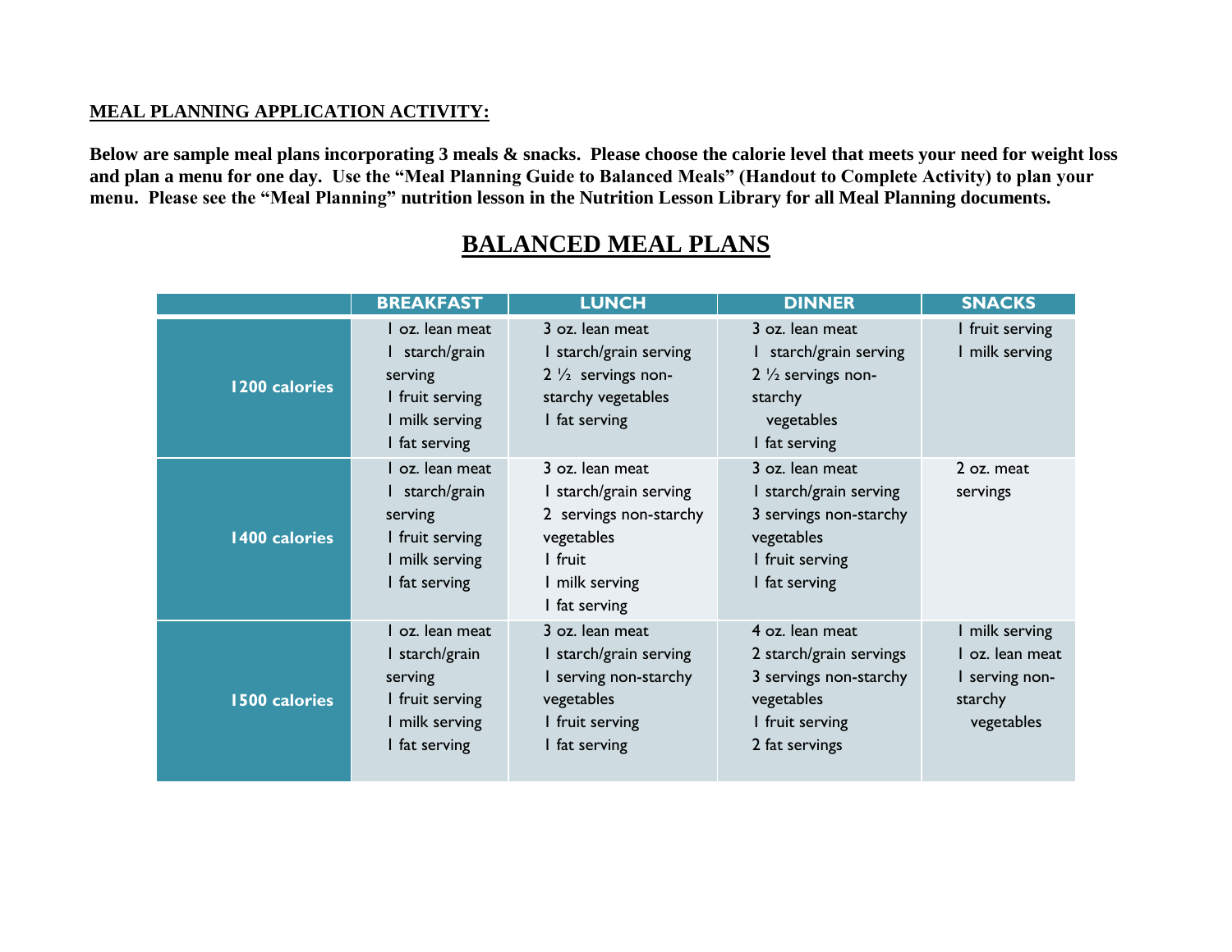**MEAL PLANNING APPLICATION ACTIVITY:**

**Below are sample meal plans incorporating 3 meals & snacks. Please choose the calorie level that meets your need for weight loss and plan a menu for one day. Use the "Meal Planning Guide to Balanced Meals" (Handout to Complete Activity) to plan your menu. Please see the "Meal Planning" nutrition lesson in the Nutrition Lesson Library for all Meal Planning documents.**

# BALANCED MEAL PLANS

| | BREAKFAST | LUNCH | DINNER | SNACKS |
|---|---|---|---|---|
| **1200 calories** | 1 oz. lean meat<br>1 starch/grain serving<br>1 fruit serving<br>1 milk serving<br>1 fat serving | 3 oz. lean meat<br>1 starch/grain serving<br>2 ½ servings non-starchy vegetables<br>1 fat serving | 3 oz. lean meat<br>1 starch/grain serving<br>2 ½ servings non-starchy vegetables<br>1 fat serving | 1 fruit serving<br>1 milk serving |
| **1400 calories** | 1 oz. lean meat<br>1 starch/grain serving<br>1 fruit serving<br>1 milk serving<br>1 fat serving | 3 oz. lean meat<br>1 starch/grain serving<br>2 servings non-starchy vegetables<br>1 fruit<br>1 milk serving<br>1 fat serving | 3 oz. lean meat<br>1 starch/grain serving<br>3 servings non-starchy vegetables<br>1 fruit serving<br>1 fat serving | 2 oz. meat servings |
| **1500 calories** | 1 oz. lean meat<br>1 starch/grain serving<br>1 fruit serving<br>1 milk serving<br>1 fat serving | 3 oz. lean meat<br>1 starch/grain serving<br>1 serving non-starchy vegetables<br>1 fruit serving<br>1 fat serving | 4 oz. lean meat<br>2 starch/grain servings<br>3 servings non-starchy vegetables<br>1 fruit serving<br>2 fat servings | 1 milk serving<br>1 oz. lean meat<br>1 serving non-starchy vegetables |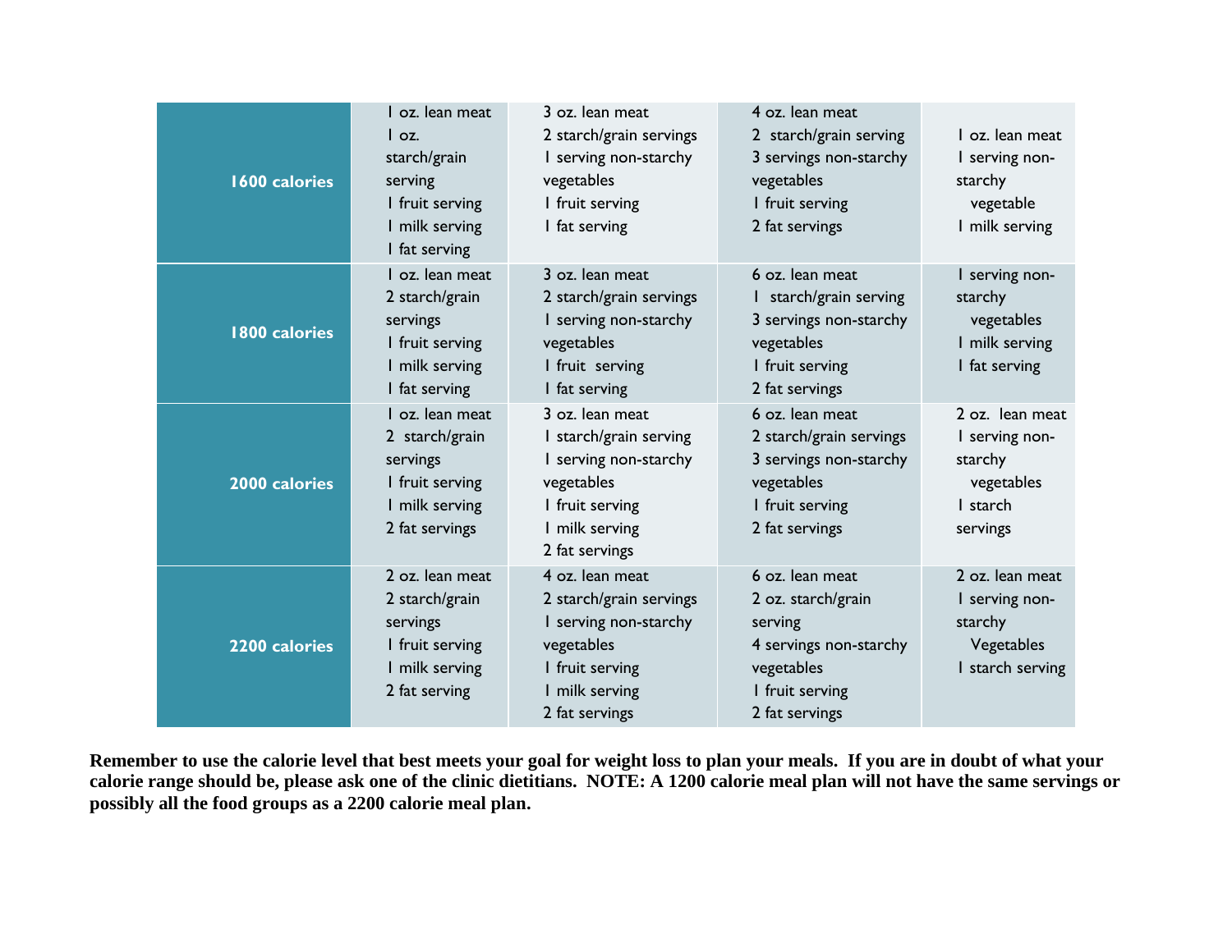| | | | | |
|---|---|---|---|---|
| **1600 calories** | 1 oz. lean meat<br>1 oz. starch/grain serving<br>1 fruit serving<br>1 milk serving<br>1 fat serving | 3 oz. lean meat<br>2 starch/grain servings<br>1 serving non-starchy vegetables<br>1 fruit serving<br>1 fat serving | 4 oz. lean meat<br>2 starch/grain serving<br>3 servings non-starchy vegetables<br>1 fruit serving<br>2 fat servings | 1 oz. lean meat<br>1 serving non-starchy vegetable<br>1 milk serving |
| **1800 calories** | 1 oz. lean meat<br>2 starch/grain servings<br>1 fruit serving<br>1 milk serving<br>1 fat serving | 3 oz. lean meat<br>2 starch/grain servings<br>1 serving non-starchy vegetables<br>1 fruit serving<br>1 fat serving | 6 oz. lean meat<br>1 starch/grain serving<br>3 servings non-starchy vegetables<br>1 fruit serving<br>2 fat servings | 1 serving non-starchy vegetables<br>1 milk serving<br>1 fat serving |
| **2000 calories** | 1 oz. lean meat<br>2 starch/grain servings<br>1 fruit serving<br>1 milk serving<br>2 fat servings | 3 oz. lean meat<br>1 starch/grain serving<br>1 serving non-starchy vegetables<br>1 fruit serving<br>1 milk serving<br>2 fat servings | 6 oz. lean meat<br>2 starch/grain servings<br>3 servings non-starchy vegetables<br>1 fruit serving<br>2 fat servings | 2 oz. lean meat<br>1 serving non-starchy vegetables<br>1 starch servings |
| **2200 calories** | 2 oz. lean meat<br>2 starch/grain servings<br>1 fruit serving<br>1 milk serving<br>2 fat serving | 4 oz. lean meat<br>2 starch/grain servings<br>1 serving non-starchy vegetables<br>1 fruit serving<br>1 milk serving<br>2 fat servings | 6 oz. lean meat<br>2 oz. starch/grain serving<br>4 servings non-starchy vegetables<br>1 fruit serving<br>2 fat servings | 2 oz. lean meat<br>1 serving non-starchy Vegetables<br>1 starch serving |

**Remember to use the calorie level that best meets your goal for weight loss to plan your meals. If you are in doubt of what your calorie range should be, please ask one of the clinic dietitians. NOTE: A 1200 calorie meal plan will not have the same servings or possibly all the food groups as a 2200 calorie meal plan.**